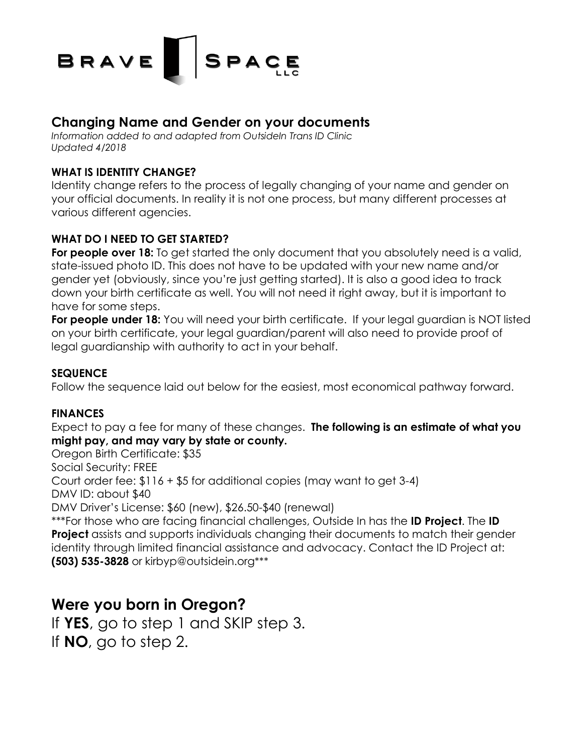# BRAVE SPACE LLC

## Changing Name and Gender on your documents

*Information added to and adapted from OutsideIn Trans ID Clinic*
*Updated 4/2018*

### WHAT IS IDENTITY CHANGE?

Identity change refers to the process of legally changing of your name and gender on your official documents. In reality it is not one process, but many different processes at various different agencies.

### WHAT DO I NEED TO GET STARTED?

**For people over 18:** To get started the only document that you absolutely need is a valid, state-issued photo ID. This does not have to be updated with your new name and/or gender yet (obviously, since you're just getting started). It is also a good idea to track down your birth certificate as well. You will not need it right away, but it is important to have for some steps.

**For people under 18:** You will need your birth certificate. If your legal guardian is NOT listed on your birth certificate, your legal guardian/parent will also need to provide proof of legal guardianship with authority to act in your behalf.

### SEQUENCE

Follow the sequence laid out below for the easiest, most economical pathway forward.

### FINANCES

Expect to pay a fee for many of these changes. **The following is an estimate of what you might pay, and may vary by state or county.**

Oregon Birth Certificate: $35
Social Security: FREE
Court order fee: $116 + $5 for additional copies (may want to get 3-4)
DMV ID: about $40
DMV Driver's License: $60 (new), $26.50-$40 (renewal)

***For those who are facing financial challenges, Outside In has the **ID Project**. The **ID Project** assists and supports individuals changing their documents to match their gender identity through limited financial assistance and advocacy. Contact the ID Project at: **(503) 535-3828** or kirbyp@outsidein.org***

## Were you born in Oregon?

If **YES**, go to step 1 and SKIP step 3.
If **NO**, go to step 2.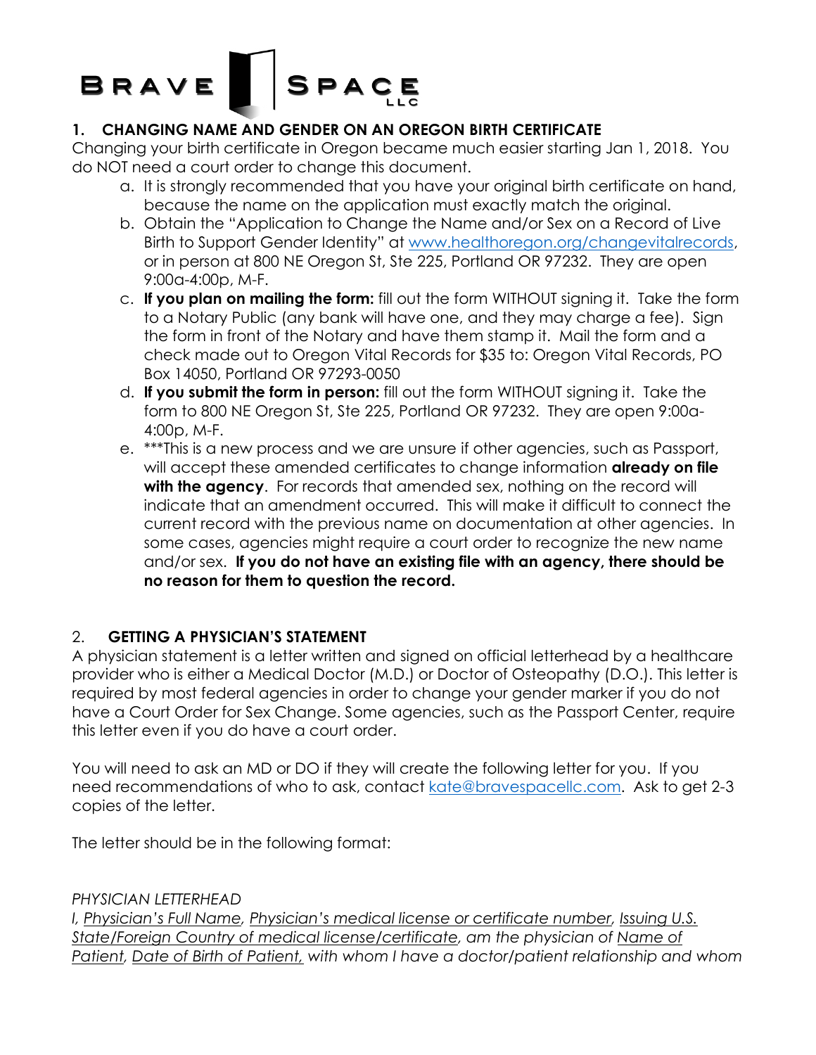**BRAVE SPACE LLC**

## 1. CHANGING NAME AND GENDER ON AN OREGON BIRTH CERTIFICATE

Changing your birth certificate in Oregon became much easier starting Jan 1, 2018. You do NOT need a court order to change this document.

a. It is strongly recommended that you have your original birth certificate on hand, because the name on the application must exactly match the original.

b. Obtain the "Application to Change the Name and/or Sex on a Record of Live Birth to Support Gender Identity" at [www.healthoregon.org/changevitalrecords](http://www.healthoregon.org/changevitalrecords), or in person at 800 NE Oregon St, Ste 225, Portland OR 97232. They are open 9:00a-4:00p, M-F.

c. **If you plan on mailing the form:** fill out the form WITHOUT signing it. Take the form to a Notary Public (any bank will have one, and they may charge a fee). Sign the form in front of the Notary and have them stamp it. Mail the form and a check made out to Oregon Vital Records for $35 to: Oregon Vital Records, PO Box 14050, Portland OR 97293-0050

d. **If you submit the form in person:** fill out the form WITHOUT signing it. Take the form to 800 NE Oregon St, Ste 225, Portland OR 97232. They are open 9:00a-4:00p, M-F.

e. ***This is a new process and we are unsure if other agencies, such as Passport, will accept these amended certificates to change information **already on file with the agency**. For records that amended sex, nothing on the record will indicate that an amendment occurred. This will make it difficult to connect the current record with the previous name on documentation at other agencies. In some cases, agencies might require a court order to recognize the new name and/or sex. **If you do not have an existing file with an agency, there should be no reason for them to question the record.**

## 2. GETTING A PHYSICIAN'S STATEMENT

A physician statement is a letter written and signed on official letterhead by a healthcare provider who is either a Medical Doctor (M.D.) or Doctor of Osteopathy (D.O.). This letter is required by most federal agencies in order to change your gender marker if you do not have a Court Order for Sex Change. Some agencies, such as the Passport Center, require this letter even if you do have a court order.

You will need to ask an MD or DO if they will create the following letter for you. If you need recommendations of who to ask, contact [kate@bravespacellc.com](mailto:kate@bravespacellc.com). Ask to get 2-3 copies of the letter.

The letter should be in the following format:

*PHYSICIAN LETTERHEAD*

*I, Physician's Full Name, Physician's medical license or certificate number, Issuing U.S. State/Foreign Country of medical license/certificate, am the physician of Name of Patient, Date of Birth of Patient, with whom I have a doctor/patient relationship and whom*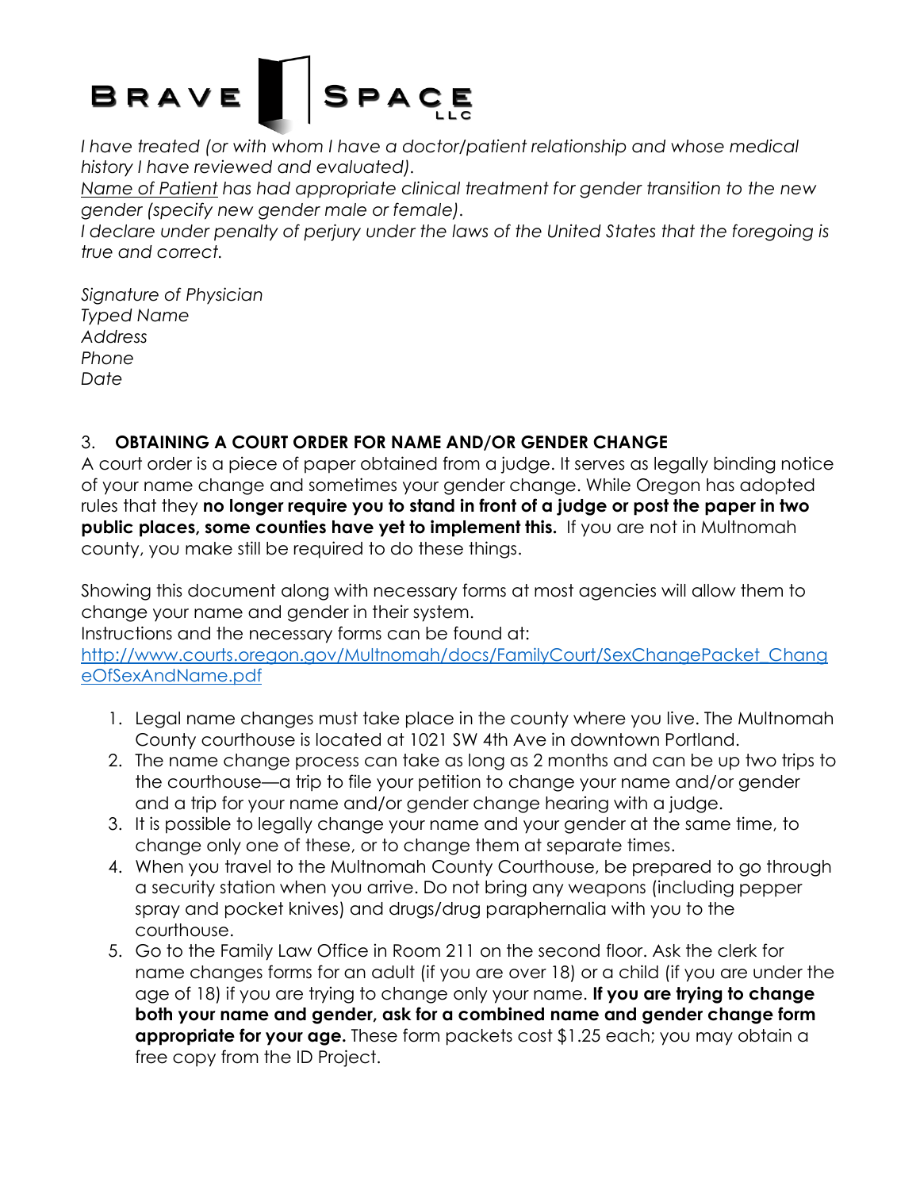*I have treated (or with whom I have a doctor/patient relationship and whose medical history I have reviewed and evaluated).*

*Name of Patient has had appropriate clinical treatment for gender transition to the new gender (specify new gender male or female).*

*I declare under penalty of perjury under the laws of the United States that the foregoing is true and correct.*

*Signature of Physician*
*Typed Name*
*Address*
*Phone*
*Date*

## 3. OBTAINING A COURT ORDER FOR NAME AND/OR GENDER CHANGE

A court order is a piece of paper obtained from a judge. It serves as legally binding notice of your name change and sometimes your gender change. While Oregon has adopted rules that they **no longer require you to stand in front of a judge or post the paper in two public places, some counties have yet to implement this.** If you are not in Multnomah county, you make still be required to do these things.

Showing this document along with necessary forms at most agencies will allow them to change your name and gender in their system.
Instructions and the necessary forms can be found at:
http://www.courts.oregon.gov/Multnomah/docs/FamilyCourt/SexChangePacket_ChangeOfSexAndName.pdf

1. Legal name changes must take place in the county where you live. The Multnomah County courthouse is located at 1021 SW 4th Ave in downtown Portland.
2. The name change process can take as long as 2 months and can be up two trips to the courthouse—a trip to file your petition to change your name and/or gender and a trip for your name and/or gender change hearing with a judge.
3. It is possible to legally change your name and your gender at the same time, to change only one of these, or to change them at separate times.
4. When you travel to the Multnomah County Courthouse, be prepared to go through a security station when you arrive. Do not bring any weapons (including pepper spray and pocket knives) and drugs/drug paraphernalia with you to the courthouse.
5. Go to the Family Law Office in Room 211 on the second floor. Ask the clerk for name changes forms for an adult (if you are over 18) or a child (if you are under the age of 18) if you are trying to change only your name. **If you are trying to change both your name and gender, ask for a combined name and gender change form appropriate for your age.** These form packets cost $1.25 each; you may obtain a free copy from the ID Project.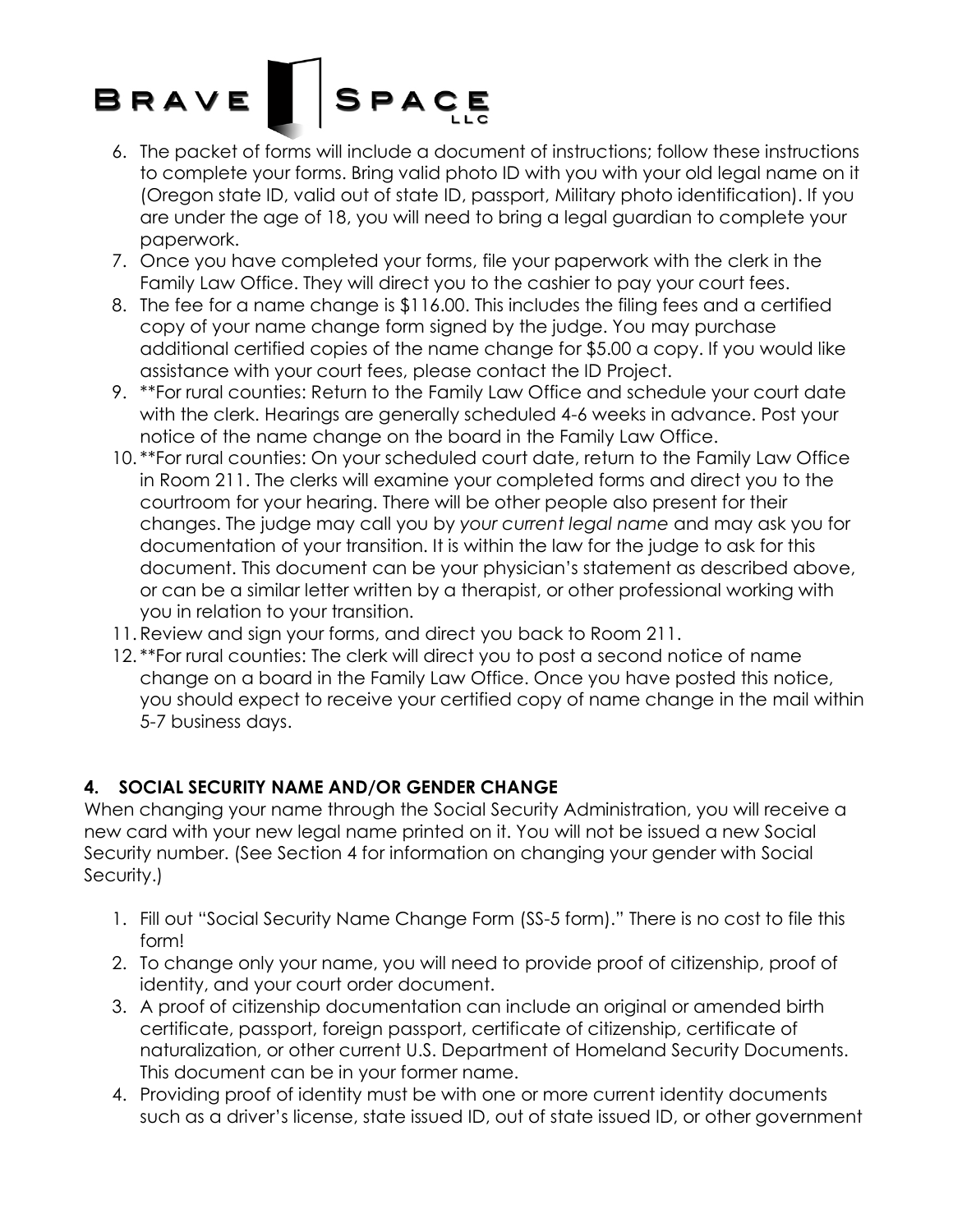6. The packet of forms will include a document of instructions; follow these instructions to complete your forms. Bring valid photo ID with you with your old legal name on it (Oregon state ID, valid out of state ID, passport, Military photo identification). If you are under the age of 18, you will need to bring a legal guardian to complete your paperwork.
7. Once you have completed your forms, file your paperwork with the clerk in the Family Law Office. They will direct you to the cashier to pay your court fees.
8. The fee for a name change is $116.00. This includes the filing fees and a certified copy of your name change form signed by the judge. You may purchase additional certified copies of the name change for $5.00 a copy. If you would like assistance with your court fees, please contact the ID Project.
9. **For rural counties: Return to the Family Law Office and schedule your court date with the clerk. Hearings are generally scheduled 4-6 weeks in advance. Post your notice of the name change on the board in the Family Law Office.
10. **For rural counties: On your scheduled court date, return to the Family Law Office in Room 211. The clerks will examine your completed forms and direct you to the courtroom for your hearing. There will be other people also present for their changes. The judge may call you by *your current legal name* and may ask you for documentation of your transition. It is within the law for the judge to ask for this document. This document can be your physician's statement as described above, or can be a similar letter written by a therapist, or other professional working with you in relation to your transition.
11. Review and sign your forms, and direct you back to Room 211.
12. **For rural counties: The clerk will direct you to post a second notice of name change on a board in the Family Law Office. Once you have posted this notice, you should expect to receive your certified copy of name change in the mail within 5-7 business days.

## 4. SOCIAL SECURITY NAME AND/OR GENDER CHANGE

When changing your name through the Social Security Administration, you will receive a new card with your new legal name printed on it. You will not be issued a new Social Security number. (See Section 4 for information on changing your gender with Social Security.)

1. Fill out "Social Security Name Change Form (SS-5 form)." There is no cost to file this form!
2. To change only your name, you will need to provide proof of citizenship, proof of identity, and your court order document.
3. A proof of citizenship documentation can include an original or amended birth certificate, passport, foreign passport, certificate of citizenship, certificate of naturalization, or other current U.S. Department of Homeland Security Documents. This document can be in your former name.
4. Providing proof of identity must be with one or more current identity documents such as a driver's license, state issued ID, out of state issued ID, or other government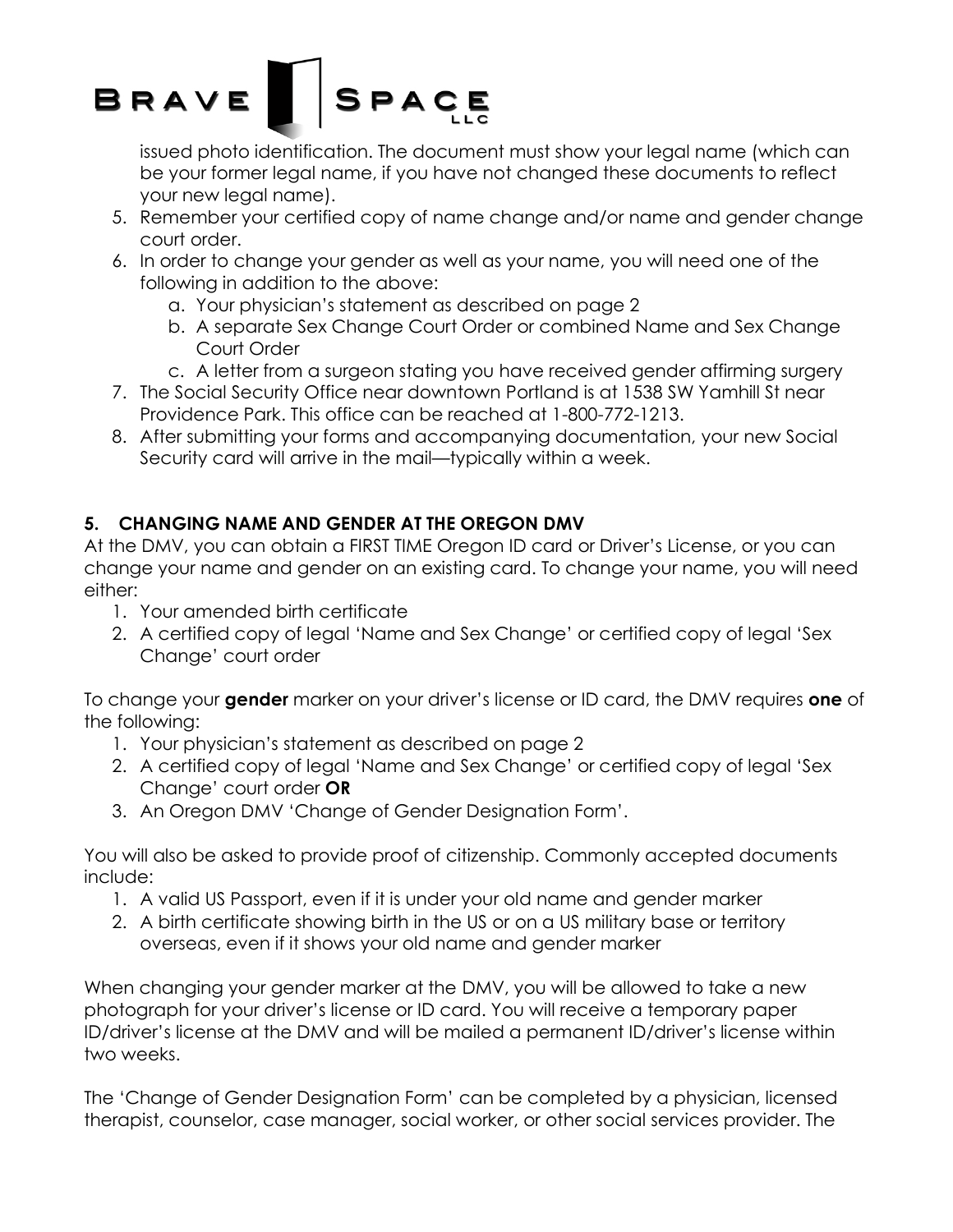issued photo identification. The document must show your legal name (which can be your former legal name, if you have not changed these documents to reflect your new legal name).

5. Remember your certified copy of name change and/or name and gender change court order.
6. In order to change your gender as well as your name, you will need one of the following in addition to the above:
   a. Your physician's statement as described on page 2
   b. A separate Sex Change Court Order or combined Name and Sex Change Court Order
   c. A letter from a surgeon stating you have received gender affirming surgery
7. The Social Security Office near downtown Portland is at 1538 SW Yamhill St near Providence Park. This office can be reached at 1-800-772-1213.
8. After submitting your forms and accompanying documentation, your new Social Security card will arrive in the mail—typically within a week.

## 5. CHANGING NAME AND GENDER AT THE OREGON DMV

At the DMV, you can obtain a FIRST TIME Oregon ID card or Driver's License, or you can change your name and gender on an existing card. To change your name, you will need either:

1. Your amended birth certificate
2. A certified copy of legal 'Name and Sex Change' or certified copy of legal 'Sex Change' court order

To change your **gender** marker on your driver's license or ID card, the DMV requires **one** of the following:

1. Your physician's statement as described on page 2
2. A certified copy of legal 'Name and Sex Change' or certified copy of legal 'Sex Change' court order **OR**
3. An Oregon DMV 'Change of Gender Designation Form'.

You will also be asked to provide proof of citizenship. Commonly accepted documents include:

1. A valid US Passport, even if it is under your old name and gender marker
2. A birth certificate showing birth in the US or on a US military base or territory overseas, even if it shows your old name and gender marker

When changing your gender marker at the DMV, you will be allowed to take a new photograph for your driver's license or ID card. You will receive a temporary paper ID/driver's license at the DMV and will be mailed a permanent ID/driver's license within two weeks.

The 'Change of Gender Designation Form' can be completed by a physician, licensed therapist, counselor, case manager, social worker, or other social services provider. The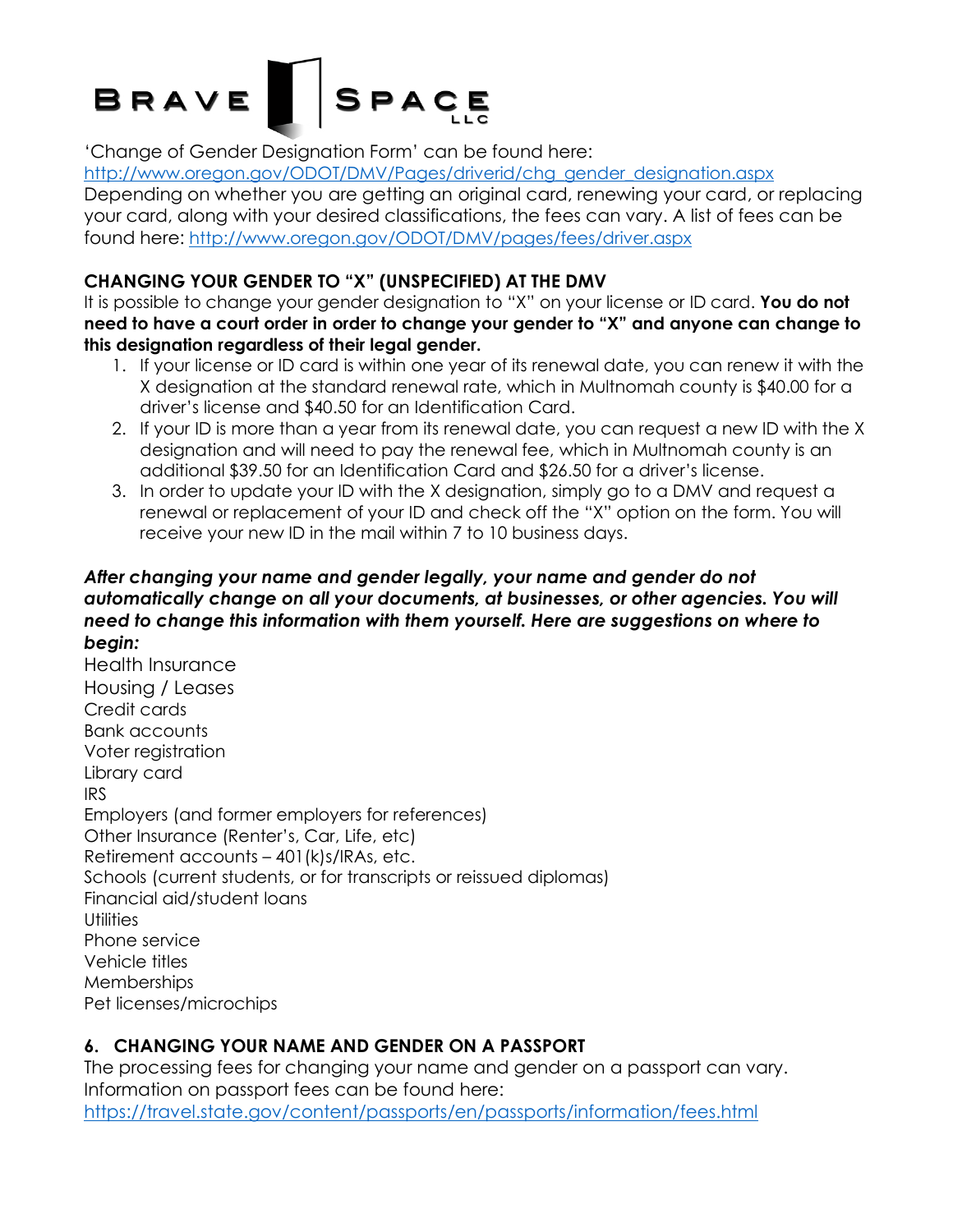'Change of Gender Designation Form' can be found here: http://www.oregon.gov/ODOT/DMV/Pages/driverid/chg_gender_designation.aspx
Depending on whether you are getting an original card, renewing your card, or replacing your card, along with your desired classifications, the fees can vary. A list of fees can be found here: http://www.oregon.gov/ODOT/DMV/pages/fees/driver.aspx

### CHANGING YOUR GENDER TO "X" (UNSPECIFIED) AT THE DMV

It is possible to change your gender designation to "X" on your license or ID card. **You do not need to have a court order in order to change your gender to "X" and anyone can change to this designation regardless of their legal gender.**

1. If your license or ID card is within one year of its renewal date, you can renew it with the X designation at the standard renewal rate, which in Multnomah county is $40.00 for a driver's license and $40.50 for an Identification Card.
2. If your ID is more than a year from its renewal date, you can request a new ID with the X designation and will need to pay the renewal fee, which in Multnomah county is an additional $39.50 for an Identification Card and $26.50 for a driver's license.
3. In order to update your ID with the X designation, simply go to a DMV and request a renewal or replacement of your ID and check off the "X" option on the form. You will receive your new ID in the mail within 7 to 10 business days.

***After changing your name and gender legally, your name and gender do not automatically change on all your documents, at businesses, or other agencies. You will need to change this information with them yourself. Here are suggestions on where to begin:***

Health Insurance
Housing / Leases
Credit cards
Bank accounts
Voter registration
Library card
IRS
Employers (and former employers for references)
Other Insurance (Renter's, Car, Life, etc)
Retirement accounts – 401(k)s/IRAs, etc.
Schools (current students, or for transcripts or reissued diplomas)
Financial aid/student loans
Utilities
Phone service
Vehicle titles
Memberships
Pet licenses/microchips

### 6. CHANGING YOUR NAME AND GENDER ON A PASSPORT

The processing fees for changing your name and gender on a passport can vary. Information on passport fees can be found here: https://travel.state.gov/content/passports/en/passports/information/fees.html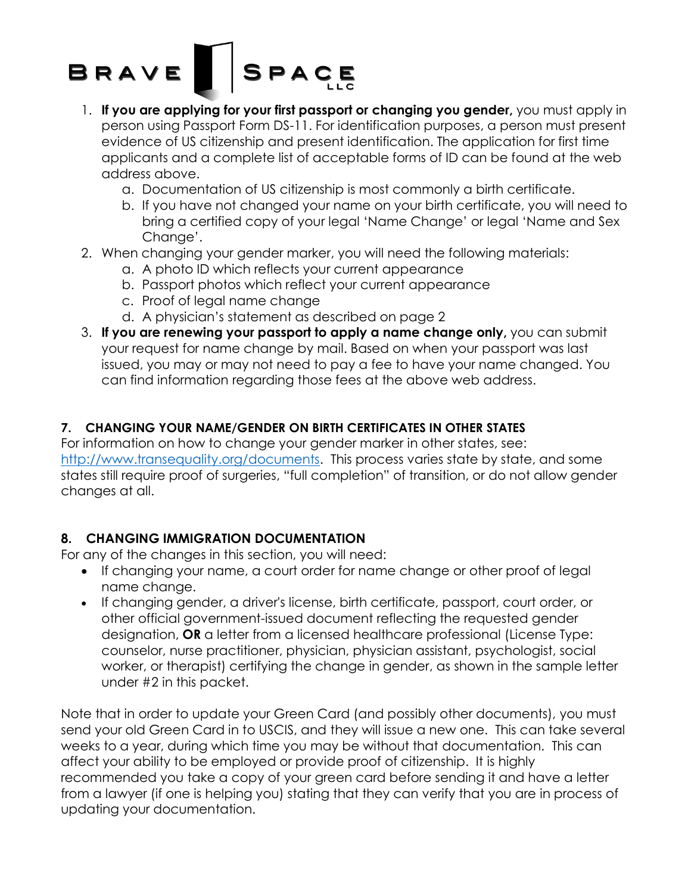1. **If you are applying for your first passport or changing you gender,** you must apply in person using Passport Form DS-11. For identification purposes, a person must present evidence of US citizenship and present identification. The application for first time applicants and a complete list of acceptable forms of ID can be found at the web address above.
   a. Documentation of US citizenship is most commonly a birth certificate.
   b. If you have not changed your name on your birth certificate, you will need to bring a certified copy of your legal 'Name Change' or legal 'Name and Sex Change'.
2. When changing your gender marker, you will need the following materials:
   a. A photo ID which reflects your current appearance
   b. Passport photos which reflect your current appearance
   c. Proof of legal name change
   d. A physician's statement as described on page 2
3. **If you are renewing your passport to apply a name change only,** you can submit your request for name change by mail. Based on when your passport was last issued, you may or may not need to pay a fee to have your name changed. You can find information regarding those fees at the above web address.

## 7. CHANGING YOUR NAME/GENDER ON BIRTH CERTIFICATES IN OTHER STATES

For information on how to change your gender marker in other states, see: [http://www.transequality.org/documents](http://www.transequality.org/documents). This process varies state by state, and some states still require proof of surgeries, "full completion" of transition, or do not allow gender changes at all.

## 8. CHANGING IMMIGRATION DOCUMENTATION

For any of the changes in this section, you will need:

- If changing your name, a court order for name change or other proof of legal name change.
- If changing gender, a driver's license, birth certificate, passport, court order, or other official government-issued document reflecting the requested gender designation, **OR** a letter from a licensed healthcare professional (License Type: counselor, nurse practitioner, physician, physician assistant, psychologist, social worker, or therapist) certifying the change in gender, as shown in the sample letter under #2 in this packet.

Note that in order to update your Green Card (and possibly other documents), you must send your old Green Card in to USCIS, and they will issue a new one. This can take several weeks to a year, during which time you may be without that documentation. This can affect your ability to be employed or provide proof of citizenship. It is highly recommended you take a copy of your green card before sending it and have a letter from a lawyer (if one is helping you) stating that they can verify that you are in process of updating your documentation.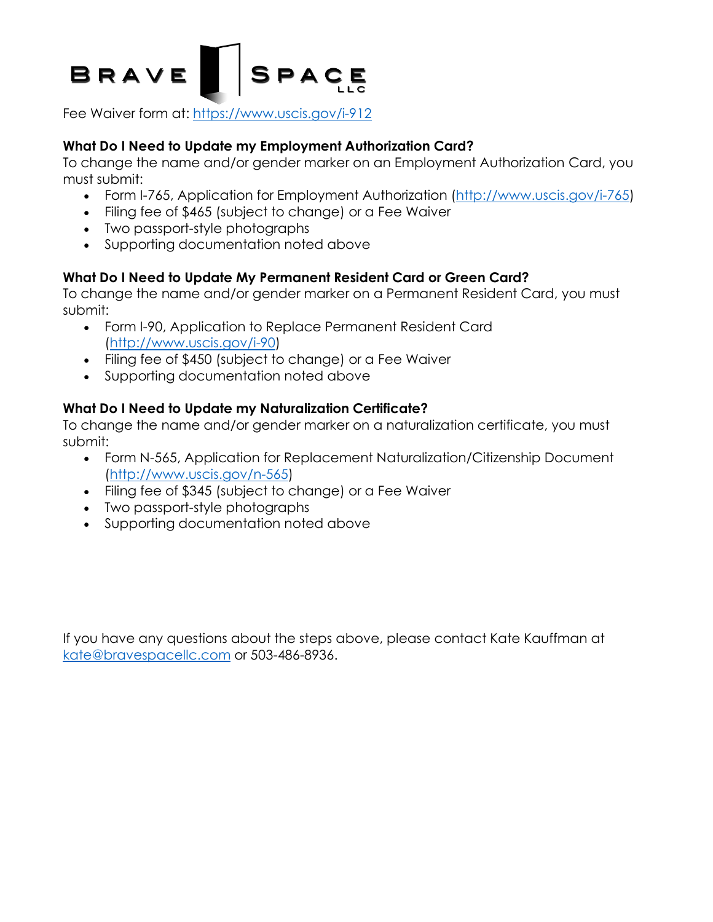Fee Waiver form at: https://www.uscis.gov/i-912

**What Do I Need to Update my Employment Authorization Card?**

To change the name and/or gender marker on an Employment Authorization Card, you must submit:

- Form I-765, Application for Employment Authorization (http://www.uscis.gov/i-765)
- Filing fee of $465 (subject to change) or a Fee Waiver
- Two passport-style photographs
- Supporting documentation noted above

**What Do I Need to Update My Permanent Resident Card or Green Card?**

To change the name and/or gender marker on a Permanent Resident Card, you must submit:

- Form I-90, Application to Replace Permanent Resident Card (http://www.uscis.gov/i-90)
- Filing fee of $450 (subject to change) or a Fee Waiver
- Supporting documentation noted above

**What Do I Need to Update my Naturalization Certificate?**

To change the name and/or gender marker on a naturalization certificate, you must submit:

- Form N-565, Application for Replacement Naturalization/Citizenship Document (http://www.uscis.gov/n-565)
- Filing fee of $345 (subject to change) or a Fee Waiver
- Two passport-style photographs
- Supporting documentation noted above

If you have any questions about the steps above, please contact Kate Kauffman at kate@bravespacellc.com or 503-486-8936.